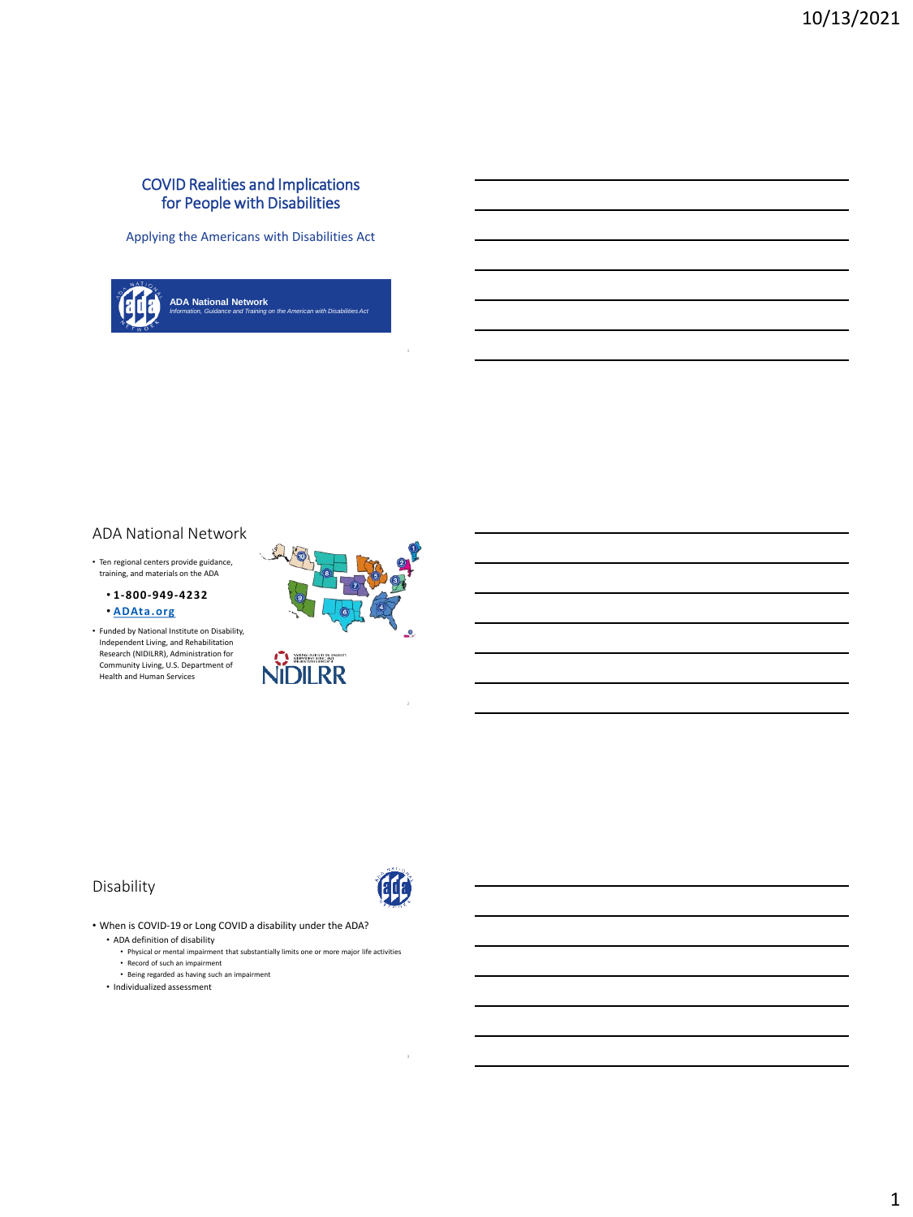# COVID Realities and Implications for People with Disabilities

Applying the Americans with Disabilities Act

ADA National Network
*Information, Guidance and Training on the American with Disabilities Act*

## ADA National Network

- Ten regional centers provide guidance, training, and materials on the ADA
  - **1-800-949-4232**
  - **ADAta.org**
- Funded by National Institute on Disability, Independent Living, and Rehabilitation Research (NIDILRR), Administration for Community Living, U.S. Department of Health and Human Services

## Disability

- When is COVID-19 or Long COVID a disability under the ADA?
  - ADA definition of disability
    - Physical or mental impairment that substantially limits one or more major life activities
    - Record of such an impairment
    - Being regarded as having such an impairment
  - Individualized assessment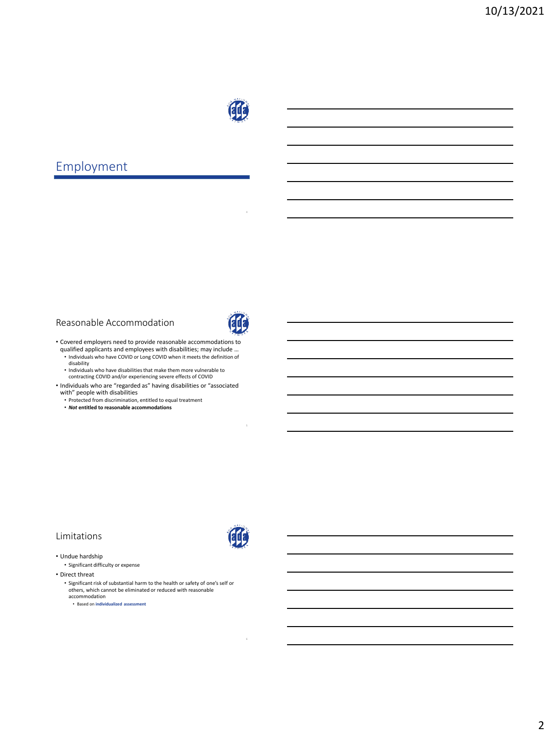## Employment

### Reasonable Accommodation

- Covered employers need to provide reasonable accommodations to qualified applicants and employees with disabilities; may include …
  - Individuals who have COVID or Long COVID when it meets the definition of disability
  - Individuals who have disabilities that make them more vulnerable to contracting COVID and/or experiencing severe effects of COVID
- Individuals who are "regarded as" having disabilities or "associated with" people with disabilities
  - Protected from discrimination, entitled to equal treatment
  - ***Not* entitled to reasonable accommodations**

### Limitations

- Undue hardship
  - Significant difficulty or expense
- Direct threat
  - Significant risk of substantial harm to the health or safety of one's self or others, which cannot be eliminated or reduced with reasonable accommodation
    - Based on **individualized assessment**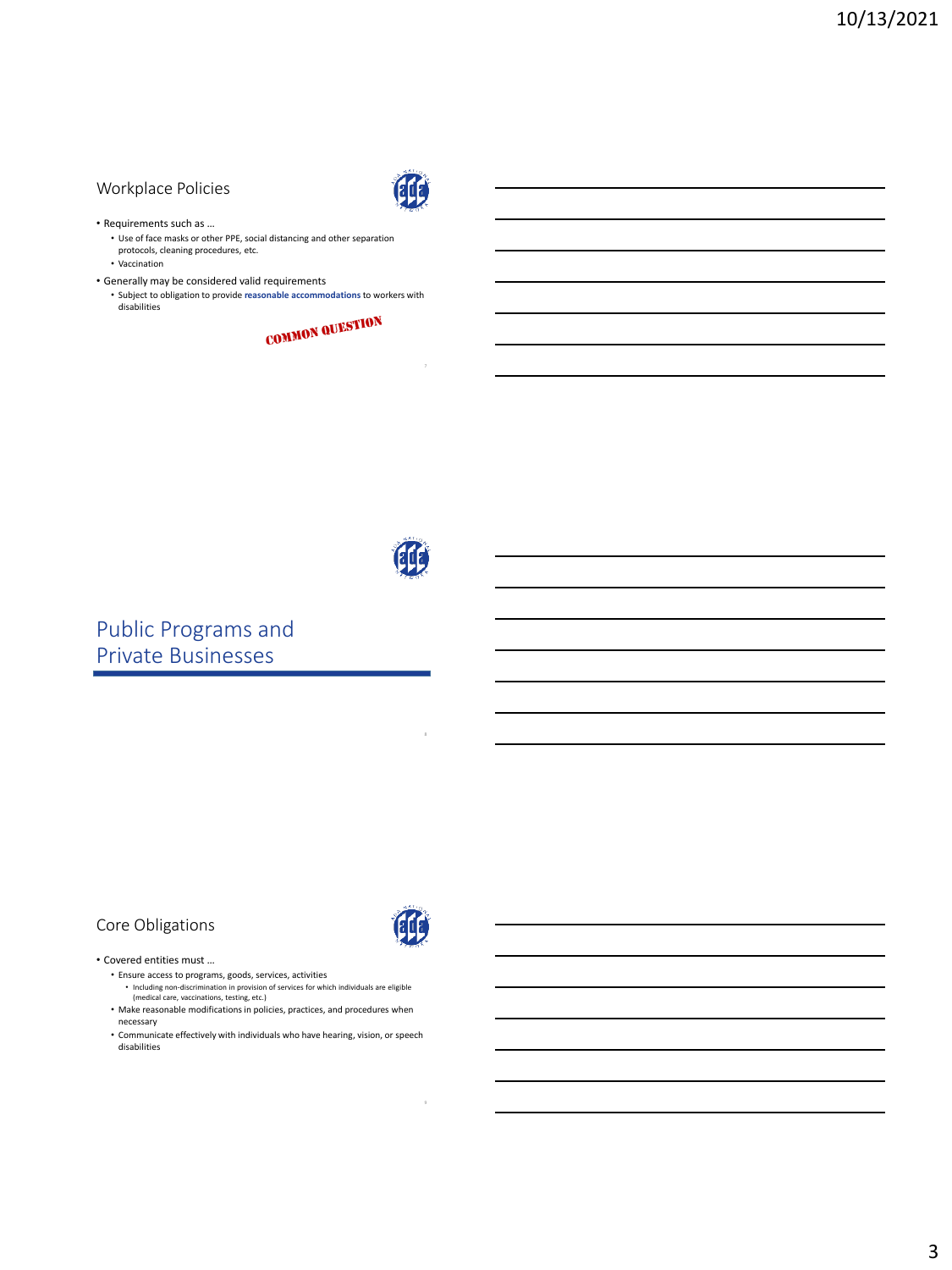## Workplace Policies

- Requirements such as …
  - Use of face masks or other PPE, social distancing and other separation protocols, cleaning procedures, etc.
  - Vaccination
- Generally may be considered valid requirements
  - Subject to obligation to provide **reasonable accommodations** to workers with disabilities

COMMON QUESTION

## Public Programs and Private Businesses

## Core Obligations

- Covered entities must …
  - Ensure access to programs, goods, services, activities
    - Including non-discrimination in provision of services for which individuals are eligible (medical care, vaccinations, testing, etc.)
  - Make reasonable modifications in policies, practices, and procedures when necessary
  - Communicate effectively with individuals who have hearing, vision, or speech disabilities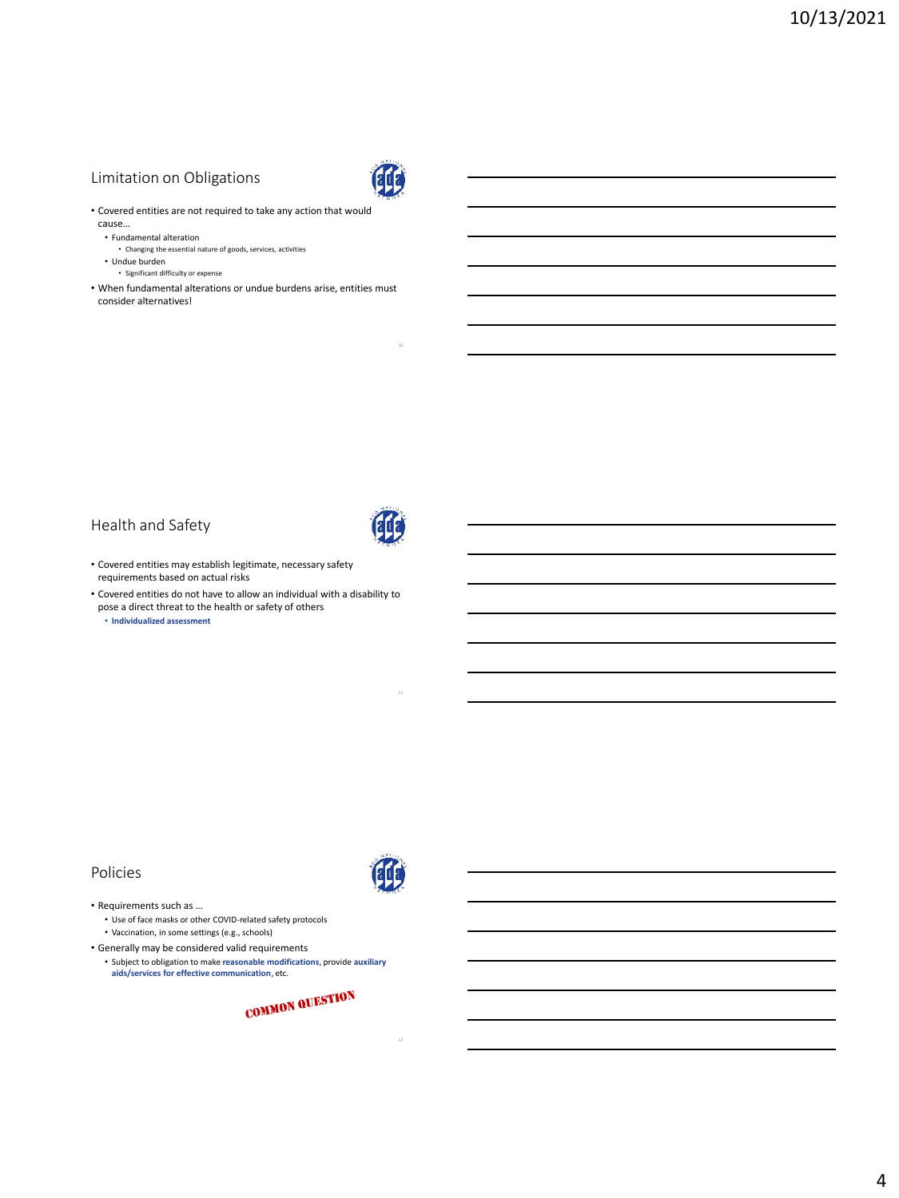## Limitation on Obligations

- Covered entities are not required to take any action that would cause…
  - Fundamental alteration
    - Changing the essential nature of goods, services, activities
  - Undue burden
    - Significant difficulty or expense
- When fundamental alterations or undue burdens arise, entities must consider alternatives!

## Health and Safety

- Covered entities may establish legitimate, necessary safety requirements based on actual risks
- Covered entities do not have to allow an individual with a disability to pose a direct threat to the health or safety of others
  - **Individualized assessment**

## Policies

- Requirements such as …
  - Use of face masks or other COVID-related safety protocols
  - Vaccination, in some settings (e.g., schools)
- Generally may be considered valid requirements
  - Subject to obligation to make **reasonable modifications**, provide **auxiliary aids/services for effective communication**, etc.

COMMON QUESTION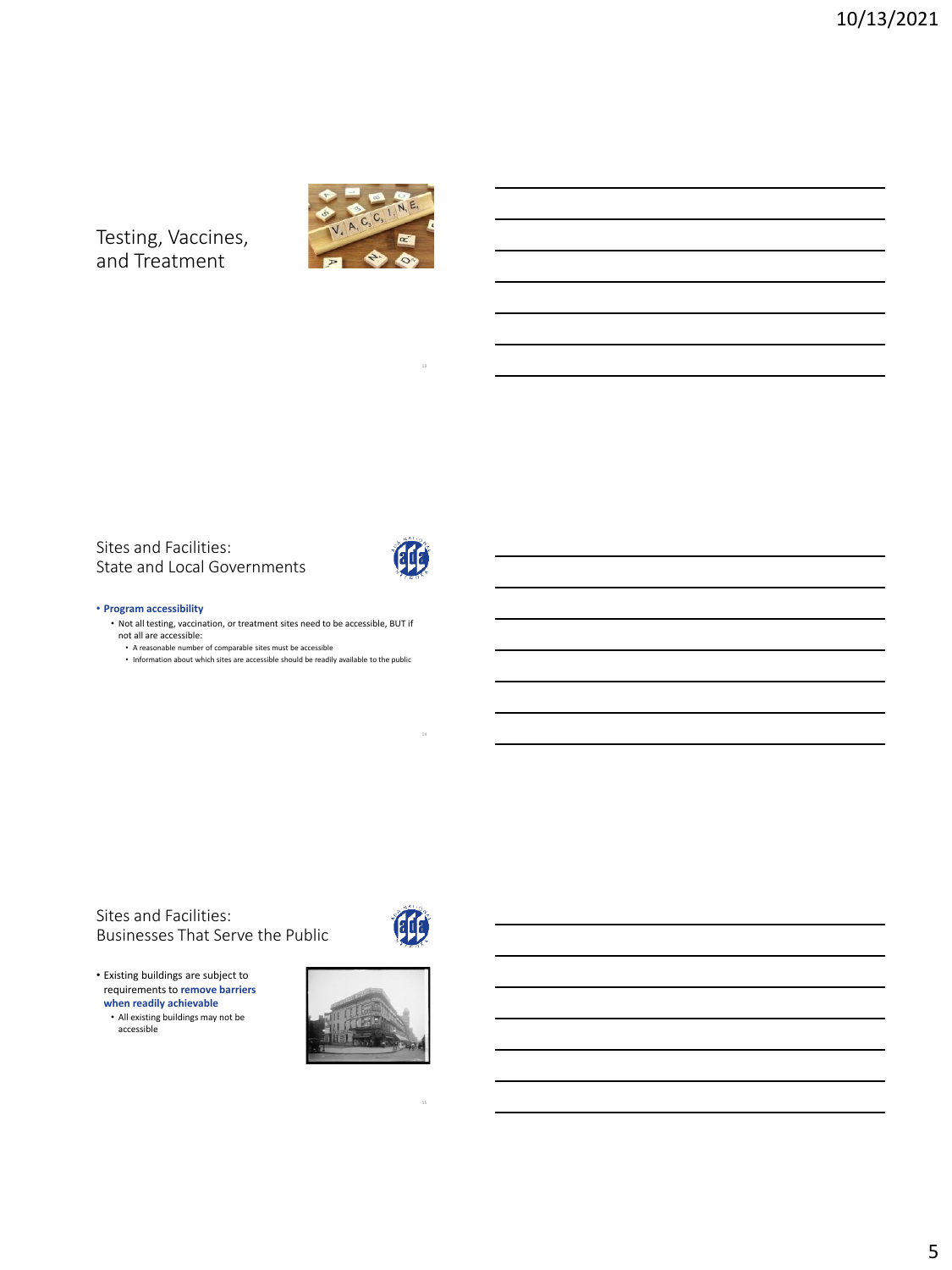## Testing, Vaccines, and Treatment

## Sites and Facilities: State and Local Governments

- **Program accessibility**
  - Not all testing, vaccination, or treatment sites need to be accessible, BUT if not all are accessible:
    - A reasonable number of comparable sites must be accessible
    - Information about which sites are accessible should be readily available to the public

## Sites and Facilities: Businesses That Serve the Public

- Existing buildings are subject to requirements to **remove barriers when readily achievable**
  - All existing buildings may not be accessible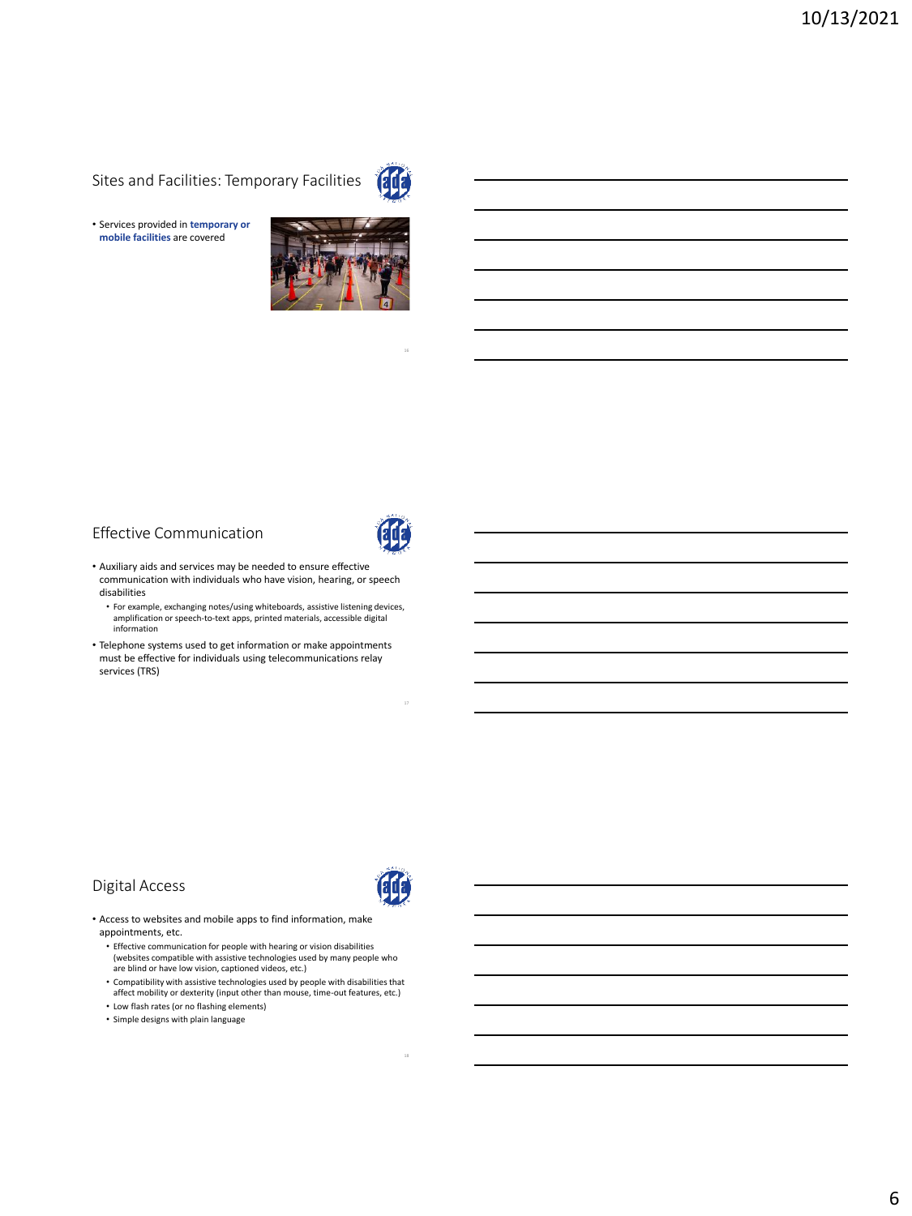## Sites and Facilities: Temporary Facilities

- Services provided in **temporary or mobile facilities** are covered

## Effective Communication

- Auxiliary aids and services may be needed to ensure effective communication with individuals who have vision, hearing, or speech disabilities
  - For example, exchanging notes/using whiteboards, assistive listening devices, amplification or speech-to-text apps, printed materials, accessible digital information
- Telephone systems used to get information or make appointments must be effective for individuals using telecommunications relay services (TRS)

## Digital Access

- Access to websites and mobile apps to find information, make appointments, etc.
  - Effective communication for people with hearing or vision disabilities (websites compatible with assistive technologies used by many people who are blind or have low vision, captioned videos, etc.)
  - Compatibility with assistive technologies used by people with disabilities that affect mobility or dexterity (input other than mouse, time-out features, etc.)
  - Low flash rates (or no flashing elements)
  - Simple designs with plain language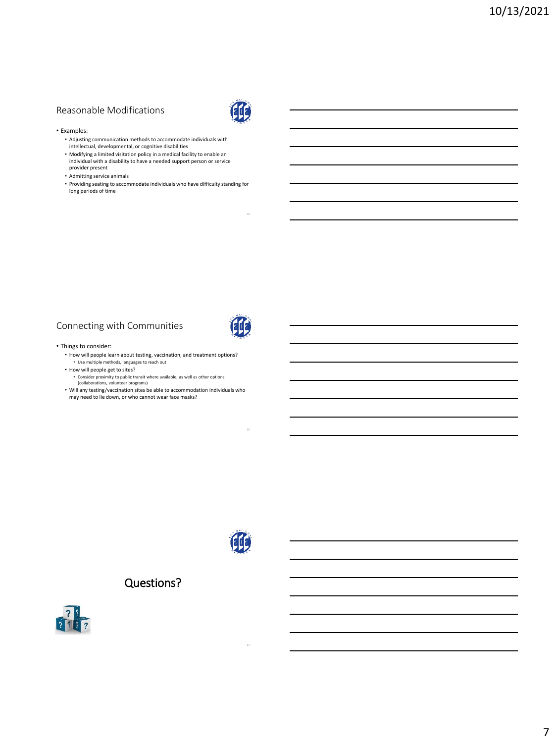## Reasonable Modifications

- Examples:
  - Adjusting communication methods to accommodate individuals with intellectual, developmental, or cognitive disabilities
  - Modifying a limited visitation policy in a medical facility to enable an individual with a disability to have a needed support person or service provider present
  - Admitting service animals
  - Providing seating to accommodate individuals who have difficulty standing for long periods of time

## Connecting with Communities

- Things to consider:
  - How will people learn about testing, vaccination, and treatment options?
    - Use multiple methods, languages to reach out
  - How will people get to sites?
    - Consider proximity to public transit where available, as well as other options (collaborations, volunteer programs)
  - Will any testing/vaccination sites be able to accommodation individuals who may need to lie down, or who cannot wear face masks?

## Questions?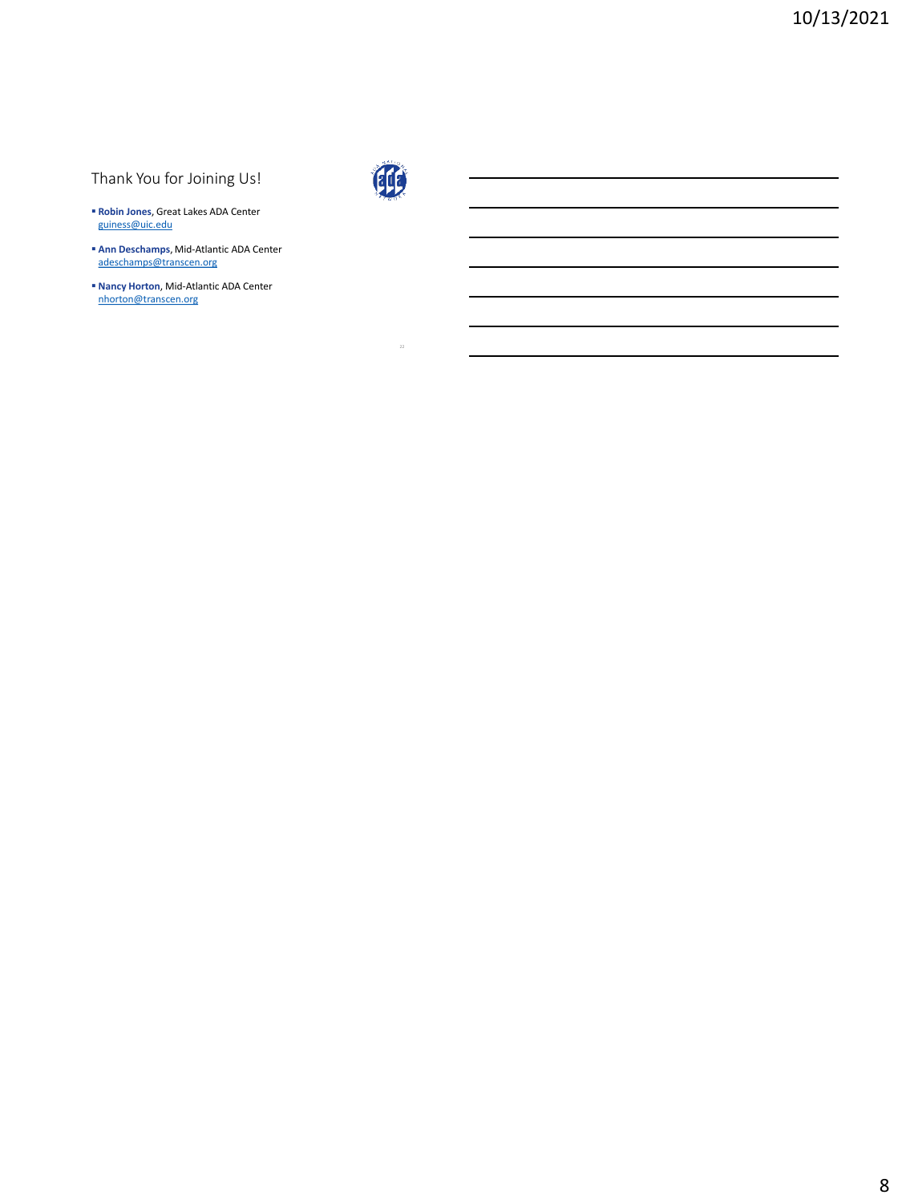## Thank You for Joining Us!

- **Robin Jones**, Great Lakes ADA Center
  guiness@uic.edu
- **Ann Deschamps**, Mid-Atlantic ADA Center
  adeschamps@transcen.org
- **Nancy Horton**, Mid-Atlantic ADA Center
  nhorton@transcen.org